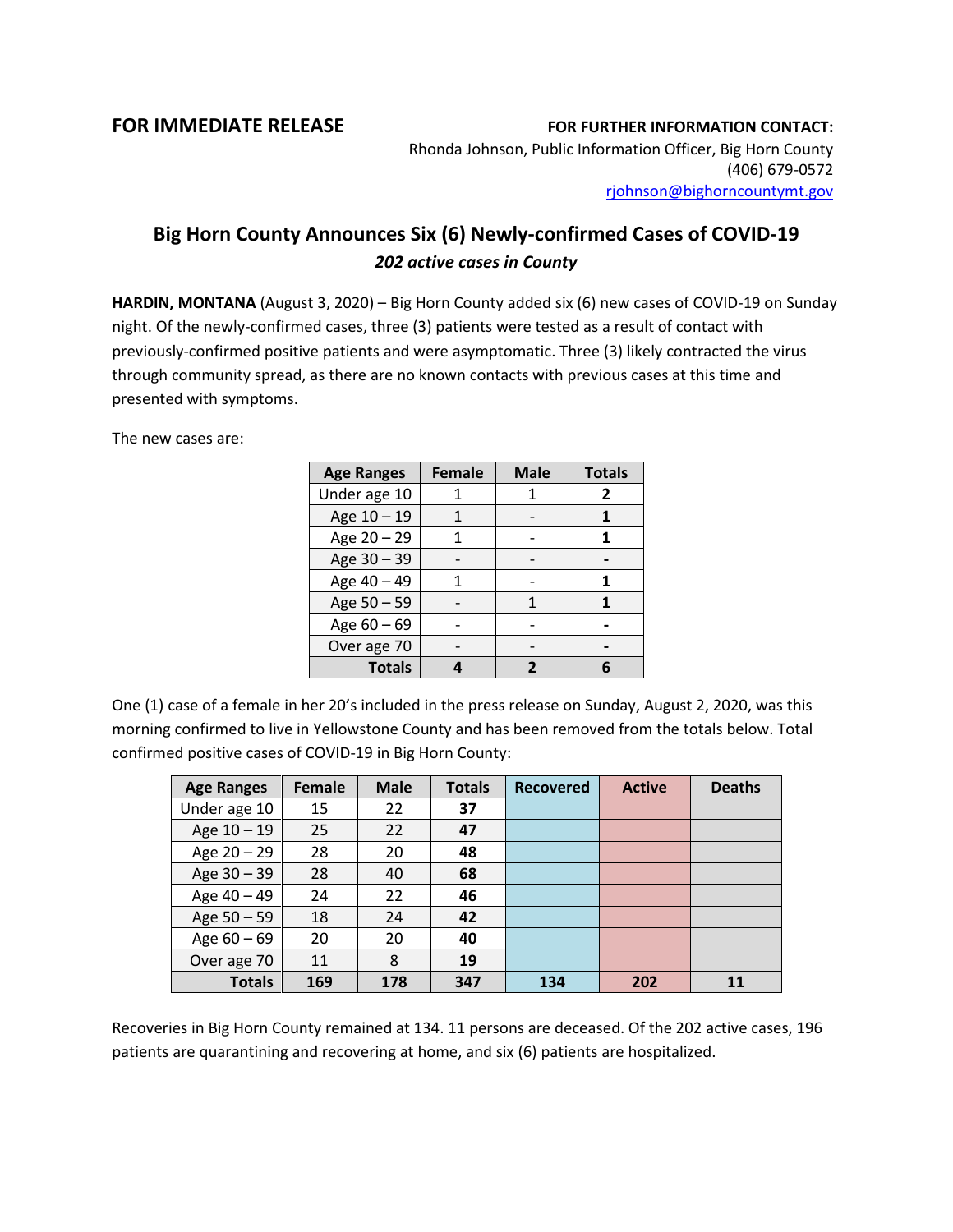**FOR IMMEDIATE RELEASE**

**FOR FURTHER INFORMATION CONTACT:**
Rhonda Johnson, Public Information Officer, Big Horn County
(406) 679-0572
rjohnson@bighorncountymt.gov

## Big Horn County Announces Six (6) Newly-confirmed Cases of COVID-19

### *202 active cases in County*

**HARDIN, MONTANA** (August 3, 2020) – Big Horn County added six (6) new cases of COVID-19 on Sunday night. Of the newly-confirmed cases, three (3) patients were tested as a result of contact with previously-confirmed positive patients and were asymptomatic. Three (3) likely contracted the virus through community spread, as there are no known contacts with previous cases at this time and presented with symptoms.

The new cases are:

| Age Ranges | Female | Male | Totals |
|---|---|---|---|
| Under age 10 | 1 | 1 | **2** |
| Age 10 – 19 | 1 | - | **1** |
| Age 20 – 29 | 1 | - | **1** |
| Age 30 – 39 | - | - | **-** |
| Age 40 – 49 | 1 | - | **1** |
| Age 50 – 59 | - | 1 | **1** |
| Age 60 – 69 | - | - | **-** |
| Over age 70 | - | - | **-** |
| **Totals** | **4** | **2** | **6** |

One (1) case of a female in her 20's included in the press release on Sunday, August 2, 2020, was this morning confirmed to live in Yellowstone County and has been removed from the totals below. Total confirmed positive cases of COVID-19 in Big Horn County:

| Age Ranges | Female | Male | Totals | Recovered | Active | Deaths |
|---|---|---|---|---|---|---|
| Under age 10 | 15 | 22 | **37** | | | |
| Age 10 – 19 | 25 | 22 | **47** | | | |
| Age 20 – 29 | 28 | 20 | **48** | | | |
| Age 30 – 39 | 28 | 40 | **68** | | | |
| Age 40 – 49 | 24 | 22 | **46** | | | |
| Age 50 – 59 | 18 | 24 | **42** | | | |
| Age 60 – 69 | 20 | 20 | **40** | | | |
| Over age 70 | 11 | 8 | **19** | | | |
| **Totals** | **169** | **178** | **347** | **134** | **202** | **11** |

Recoveries in Big Horn County remained at 134. 11 persons are deceased. Of the 202 active cases, 196 patients are quarantining and recovering at home, and six (6) patients are hospitalized.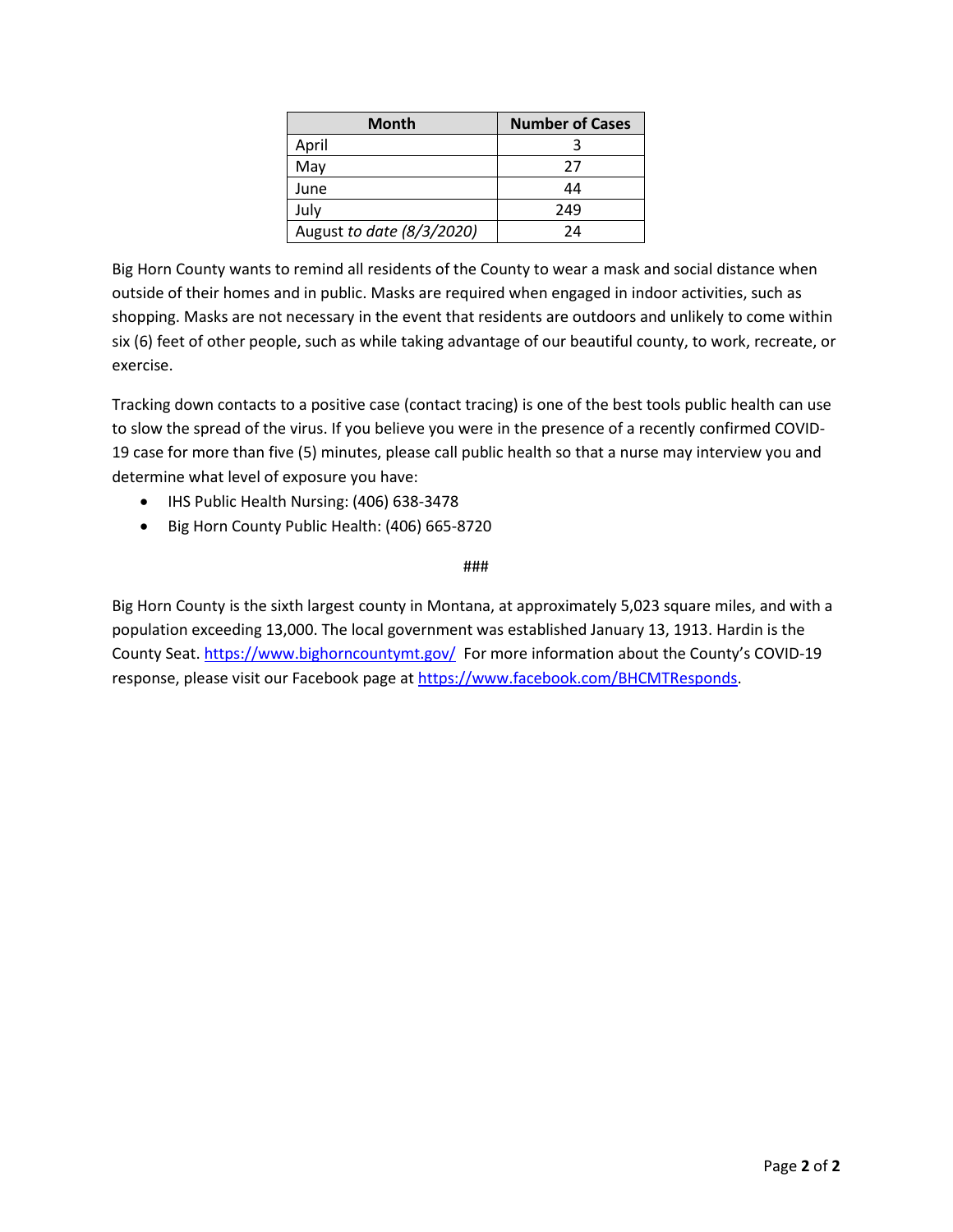| Month | Number of Cases |
| --- | --- |
| April | 3 |
| May | 27 |
| June | 44 |
| July | 249 |
| August *to date (8/3/2020)* | 24 |

Big Horn County wants to remind all residents of the County to wear a mask and social distance when outside of their homes and in public. Masks are required when engaged in indoor activities, such as shopping. Masks are not necessary in the event that residents are outdoors and unlikely to come within six (6) feet of other people, such as while taking advantage of our beautiful county, to work, recreate, or exercise.

Tracking down contacts to a positive case (contact tracing) is one of the best tools public health can use to slow the spread of the virus. If you believe you were in the presence of a recently confirmed COVID-19 case for more than five (5) minutes, please call public health so that a nurse may interview you and determine what level of exposure you have:

- IHS Public Health Nursing: (406) 638-3478
- Big Horn County Public Health: (406) 665-8720

###

Big Horn County is the sixth largest county in Montana, at approximately 5,023 square miles, and with a population exceeding 13,000. The local government was established January 13, 1913. Hardin is the County Seat. https://www.bighorncountymt.gov/ For more information about the County's COVID-19 response, please visit our Facebook page at https://www.facebook.com/BHCMTResponds.